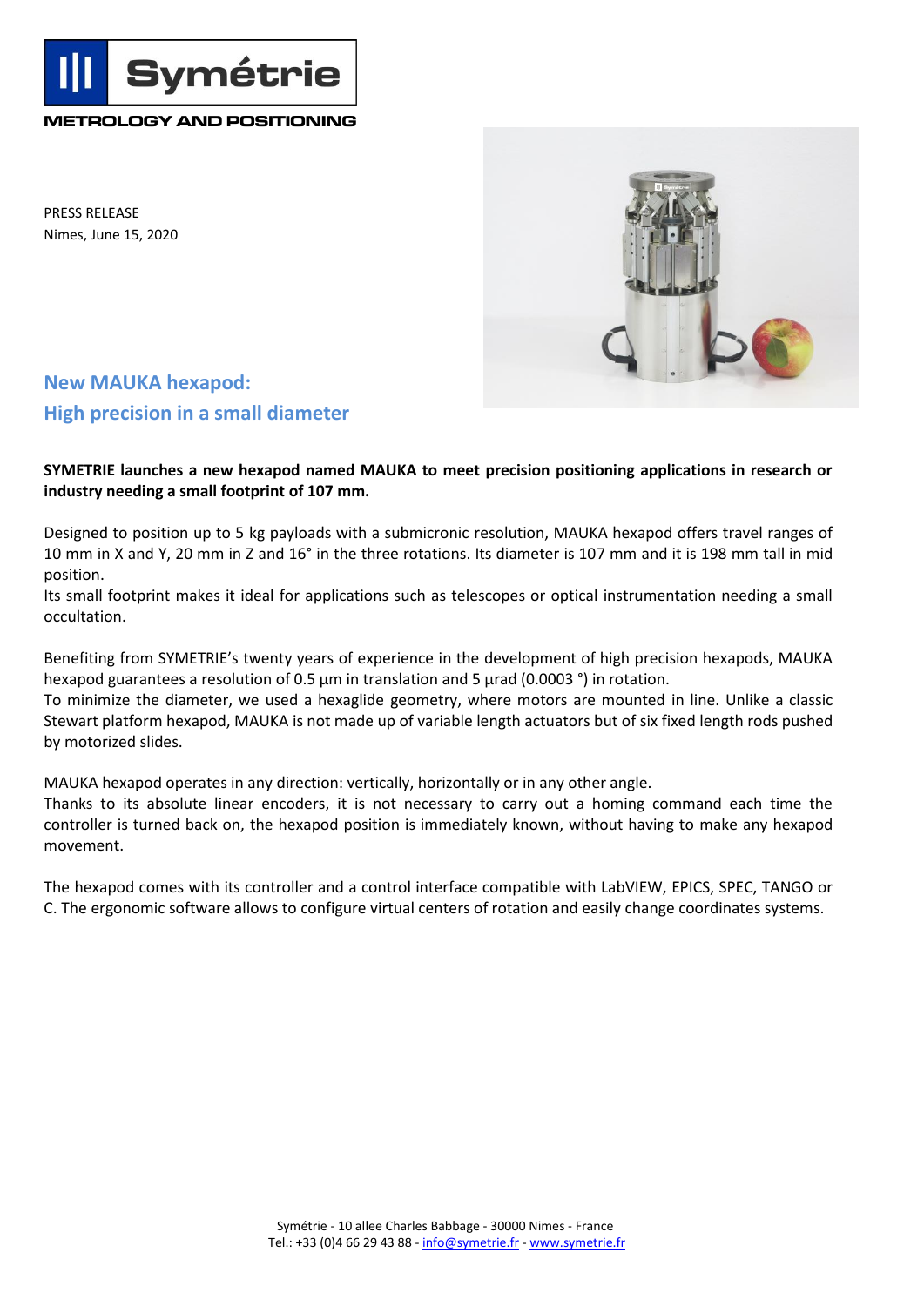Symétrie

METROLOGY AND POSITIONING

PRESS RELEASE
Nimes, June 15, 2020

## New MAUKA hexapod:
## High precision in a small diameter

**SYMETRIE launches a new hexapod named MAUKA to meet precision positioning applications in research or industry needing a small footprint of 107 mm.**

Designed to position up to 5 kg payloads with a submicronic resolution, MAUKA hexapod offers travel ranges of 10 mm in X and Y, 20 mm in Z and 16° in the three rotations. Its diameter is 107 mm and it is 198 mm tall in mid position.
Its small footprint makes it ideal for applications such as telescopes or optical instrumentation needing a small occultation.

Benefiting from SYMETRIE's twenty years of experience in the development of high precision hexapods, MAUKA hexapod guarantees a resolution of 0.5 µm in translation and 5 µrad (0.0003 °) in rotation.
To minimize the diameter, we used a hexaglide geometry, where motors are mounted in line. Unlike a classic Stewart platform hexapod, MAUKA is not made up of variable length actuators but of six fixed length rods pushed by motorized slides.

MAUKA hexapod operates in any direction: vertically, horizontally or in any other angle.
Thanks to its absolute linear encoders, it is not necessary to carry out a homing command each time the controller is turned back on, the hexapod position is immediately known, without having to make any hexapod movement.

The hexapod comes with its controller and a control interface compatible with LabVIEW, EPICS, SPEC, TANGO or C. The ergonomic software allows to configure virtual centers of rotation and easily change coordinates systems.

Symétrie - 10 allee Charles Babbage - 30000 Nimes - France
Tel.: +33 (0)4 66 29 43 88 - info@symetrie.fr - www.symetrie.fr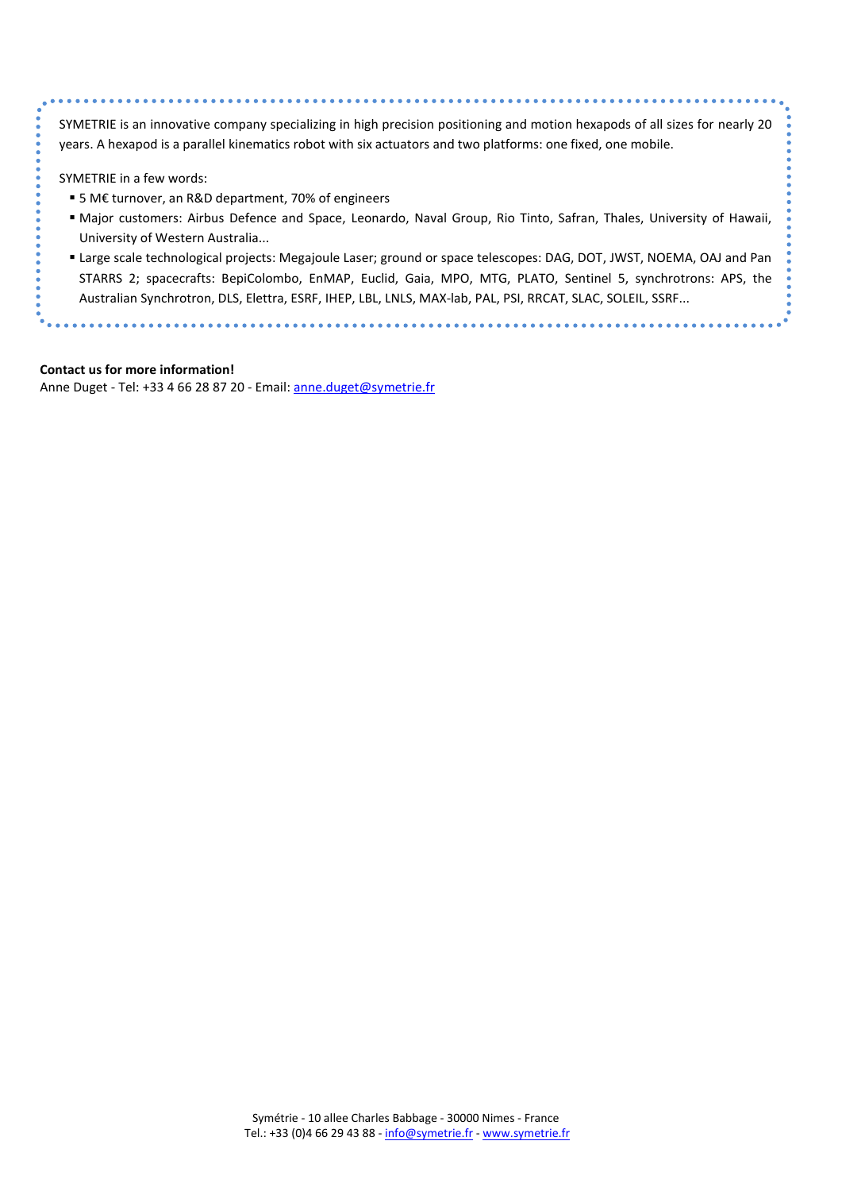SYMETRIE is an innovative company specializing in high precision positioning and motion hexapods of all sizes for nearly 20 years. A hexapod is a parallel kinematics robot with six actuators and two platforms: one fixed, one mobile.

SYMETRIE in a few words:

- 5 M€ turnover, an R&D department, 70% of engineers
- Major customers: Airbus Defence and Space, Leonardo, Naval Group, Rio Tinto, Safran, Thales, University of Hawaii, University of Western Australia...
- Large scale technological projects: Megajoule Laser; ground or space telescopes: DAG, DOT, JWST, NOEMA, OAJ and Pan STARRS 2; spacecrafts: BepiColombo, EnMAP, Euclid, Gaia, MPO, MTG, PLATO, Sentinel 5, synchrotrons: APS, the Australian Synchrotron, DLS, Elettra, ESRF, IHEP, LBL, LNLS, MAX-lab, PAL, PSI, RRCAT, SLAC, SOLEIL, SSRF...

**Contact us for more information!**
Anne Duget - Tel: +33 4 66 28 87 20 - Email: anne.duget@symetrie.fr

Symétrie - 10 allee Charles Babbage - 30000 Nimes - France
Tel.: +33 (0)4 66 29 43 88 - info@symetrie.fr - www.symetrie.fr